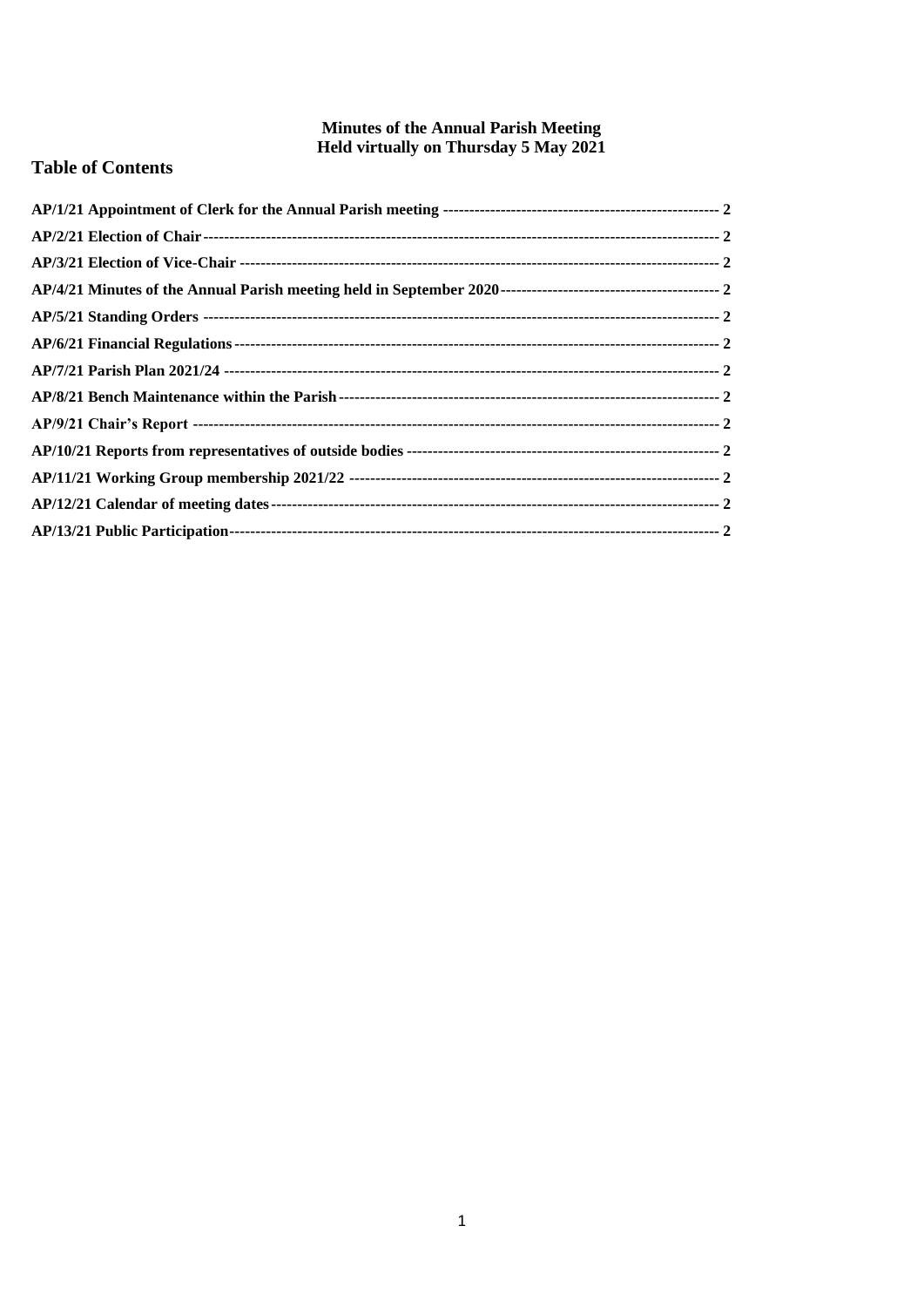**Minutes of the Annual Parish Meeting**
**Held virtually on Thursday 5 May 2021**

## Table of Contents

**AP/1/21 Appointment of Clerk for the Annual Parish meeting** ---------------------------------------------------- 2
**AP/2/21 Election of Chair** ----------------------------------------------------------------------------------------------- 2
**AP/3/21 Election of Vice-Chair** ----------------------------------------------------------------------------------------- 2
**AP/4/21 Minutes of the Annual Parish meeting held in September 2020** ----------------------------------------- 2
**AP/5/21 Standing Orders** ------------------------------------------------------------------------------------------------ 2
**AP/6/21 Financial Regulations** ------------------------------------------------------------------------------------------ 2
**AP/7/21 Parish Plan 2021/24** -------------------------------------------------------------------------------------------- 2
**AP/8/21 Bench Maintenance within the Parish** ----------------------------------------------------------------------- 2
**AP/9/21 Chair's Report** -------------------------------------------------------------------------------------------------- 2
**AP/10/21 Reports from representatives of outside bodies** ---------------------------------------------------------- 2
**AP/11/21 Working Group membership 2021/22** ---------------------------------------------------------------------- 2
**AP/12/21 Calendar of meeting dates** ----------------------------------------------------------------------------------- 2
**AP/13/21 Public Participation** ------------------------------------------------------------------------------------------ 2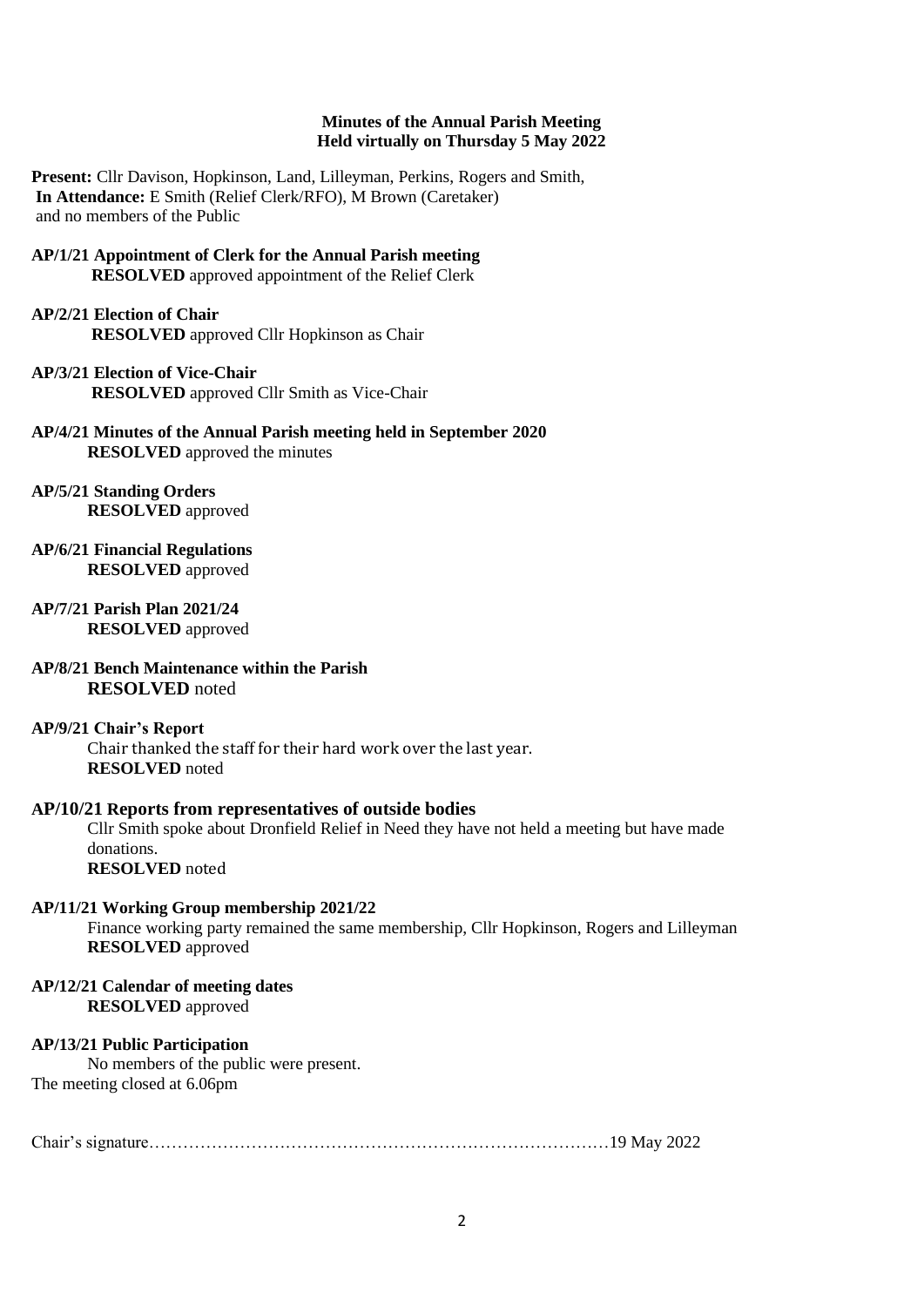**Minutes of the Annual Parish Meeting**
**Held virtually on Thursday 5 May 2022**

**Present:** Cllr Davison, Hopkinson, Land, Lilleyman, Perkins, Rogers and Smith,
**In Attendance:** E Smith (Relief Clerk/RFO), M Brown (Caretaker)
and no members of the Public

**AP/1/21 Appointment of Clerk for the Annual Parish meeting**
**RESOLVED** approved appointment of the Relief Clerk

**AP/2/21 Election of Chair**
**RESOLVED** approved Cllr Hopkinson as Chair

**AP/3/21 Election of Vice-Chair**
**RESOLVED** approved Cllr Smith as Vice-Chair

**AP/4/21 Minutes of the Annual Parish meeting held in September 2020**
**RESOLVED** approved the minutes

**AP/5/21 Standing Orders**
**RESOLVED** approved

**AP/6/21 Financial Regulations**
**RESOLVED** approved

**AP/7/21 Parish Plan 2021/24**
**RESOLVED** approved

**AP/8/21 Bench Maintenance within the Parish**
**RESOLVED** noted

**AP/9/21 Chair's Report**
Chair thanked the staff for their hard work over the last year.
**RESOLVED** noted

**AP/10/21 Reports from representatives of outside bodies**
Cllr Smith spoke about Dronfield Relief in Need they have not held a meeting but have made donations.
**RESOLVED** noted

**AP/11/21 Working Group membership 2021/22**
Finance working party remained the same membership, Cllr Hopkinson, Rogers and Lilleyman
**RESOLVED** approved

**AP/12/21 Calendar of meeting dates**
**RESOLVED** approved

**AP/13/21 Public Participation**
No members of the public were present.
The meeting closed at 6.06pm

Chair's signature……………………………………………………………………19 May 2022